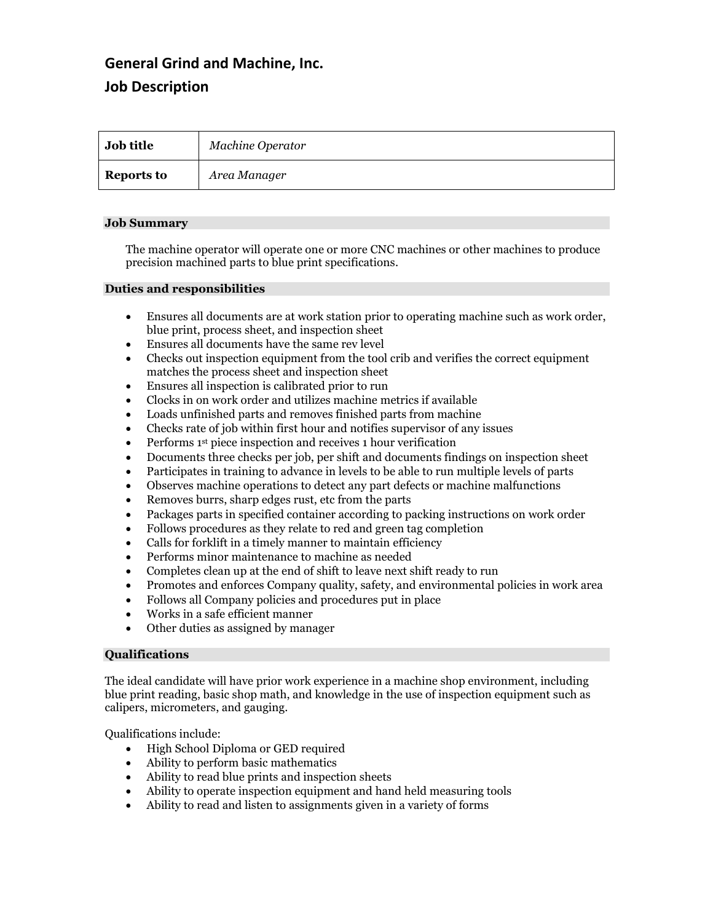# General Grind and Machine, Inc.

## Job Description

| **Job title** | *Machine Operator* |
|---|---|
| **Reports to** | *Area Manager* |

### Job Summary

The machine operator will operate one or more CNC machines or other machines to produce precision machined parts to blue print specifications.

### Duties and responsibilities

- Ensures all documents are at work station prior to operating machine such as work order, blue print, process sheet, and inspection sheet
- Ensures all documents have the same rev level
- Checks out inspection equipment from the tool crib and verifies the correct equipment matches the process sheet and inspection sheet
- Ensures all inspection is calibrated prior to run
- Clocks in on work order and utilizes machine metrics if available
- Loads unfinished parts and removes finished parts from machine
- Checks rate of job within first hour and notifies supervisor of any issues
- Performs 1st piece inspection and receives 1 hour verification
- Documents three checks per job, per shift and documents findings on inspection sheet
- Participates in training to advance in levels to be able to run multiple levels of parts
- Observes machine operations to detect any part defects or machine malfunctions
- Removes burrs, sharp edges rust, etc from the parts
- Packages parts in specified container according to packing instructions on work order
- Follows procedures as they relate to red and green tag completion
- Calls for forklift in a timely manner to maintain efficiency
- Performs minor maintenance to machine as needed
- Completes clean up at the end of shift to leave next shift ready to run
- Promotes and enforces Company quality, safety, and environmental policies in work area
- Follows all Company policies and procedures put in place
- Works in a safe efficient manner
- Other duties as assigned by manager

### Qualifications

The ideal candidate will have prior work experience in a machine shop environment, including blue print reading, basic shop math, and knowledge in the use of inspection equipment such as calipers, micrometers, and gauging.

Qualifications include:

- High School Diploma or GED required
- Ability to perform basic mathematics
- Ability to read blue prints and inspection sheets
- Ability to operate inspection equipment and hand held measuring tools
- Ability to read and listen to assignments given in a variety of forms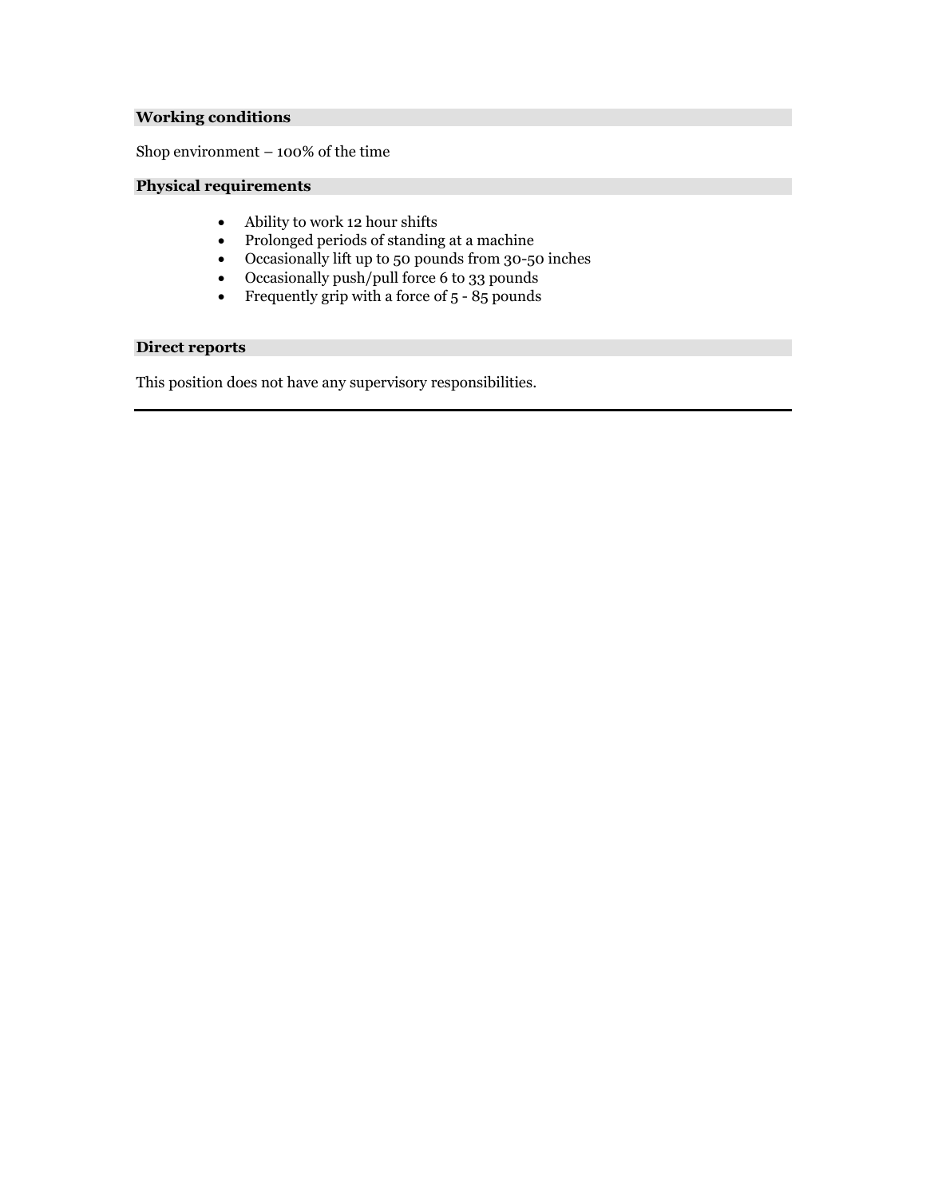## Working conditions

Shop environment – 100% of the time

## Physical requirements

- Ability to work 12 hour shifts
- Prolonged periods of standing at a machine
- Occasionally lift up to 50 pounds from 30-50 inches
- Occasionally push/pull force 6 to 33 pounds
- Frequently grip with a force of 5 - 85 pounds

## Direct reports

This position does not have any supervisory responsibilities.

---